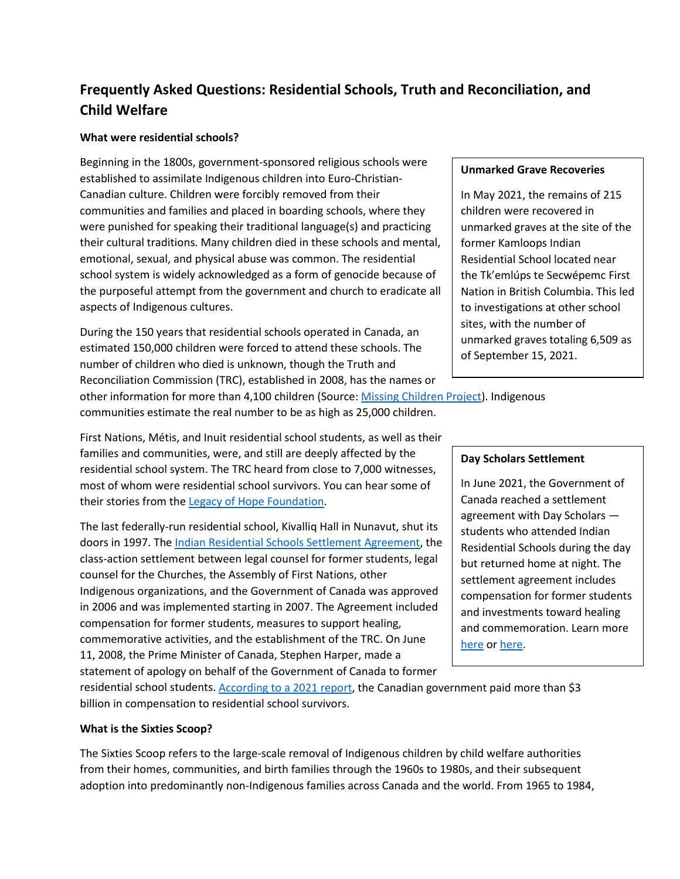# Frequently Asked Questions: Residential Schools, Truth and Reconciliation, and Child Welfare

### What were residential schools?

Beginning in the 1800s, government-sponsored religious schools were established to assimilate Indigenous children into Euro-Christian-Canadian culture. Children were forcibly removed from their communities and families and placed in boarding schools, where they were punished for speaking their traditional language(s) and practicing their cultural traditions. Many children died in these schools and mental, emotional, sexual, and physical abuse was common. The residential school system is widely acknowledged as a form of genocide because of the purposeful attempt from the government and church to eradicate all aspects of Indigenous cultures.

During the 150 years that residential schools operated in Canada, an estimated 150,000 children were forced to attend these schools. The number of children who died is unknown, though the Truth and Reconciliation Commission (TRC), established in 2008, has the names or other information for more than 4,100 children (Source: [Missing Children Project](#)). Indigenous communities estimate the real number to be as high as 25,000 children.

> **Unmarked Grave Recoveries**
>
> In May 2021, the remains of 215 children were recovered in unmarked graves at the site of the former Kamloops Indian Residential School located near the Tk'emlúps te Secwépemc First Nation in British Columbia. This led to investigations at other school sites, with the number of unmarked graves totaling 6,509 as of September 15, 2021.

First Nations, Métis, and Inuit residential school students, as well as their families and communities, were, and still are deeply affected by the residential school system. The TRC heard from close to 7,000 witnesses, most of whom were residential school survivors. You can hear some of their stories from the [Legacy of Hope Foundation](#).

The last federally-run residential school, Kivalliq Hall in Nunavut, shut its doors in 1997. The [Indian Residential Schools Settlement Agreement](#), the class-action settlement between legal counsel for former students, legal counsel for the Churches, the Assembly of First Nations, other Indigenous organizations, and the Government of Canada was approved in 2006 and was implemented starting in 2007. The Agreement included compensation for former students, measures to support healing, commemorative activities, and the establishment of the TRC. On June 11, 2008, the Prime Minister of Canada, Stephen Harper, made a statement of apology on behalf of the Government of Canada to former residential school students. [According to a 2021 report](#), the Canadian government paid more than $3 billion in compensation to residential school survivors.

> **Day Scholars Settlement**
>
> In June 2021, the Government of Canada reached a settlement agreement with Day Scholars — students who attended Indian Residential Schools during the day but returned home at night. The settlement agreement includes compensation for former students and investments toward healing and commemoration. Learn more [here](#) or [here](#).

### What is the Sixties Scoop?

The Sixties Scoop refers to the large-scale removal of Indigenous children by child welfare authorities from their homes, communities, and birth families through the 1960s to 1980s, and their subsequent adoption into predominantly non-Indigenous families across Canada and the world. From 1965 to 1984,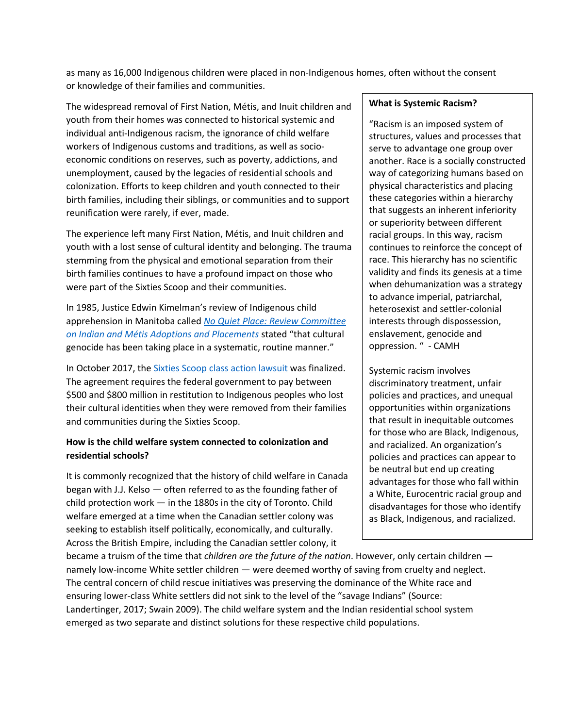as many as 16,000 Indigenous children were placed in non-Indigenous homes, often without the consent or knowledge of their families and communities.

The widespread removal of First Nation, Métis, and Inuit children and youth from their homes was connected to historical systemic and individual anti-Indigenous racism, the ignorance of child welfare workers of Indigenous customs and traditions, as well as socio-economic conditions on reserves, such as poverty, addictions, and unemployment, caused by the legacies of residential schools and colonization. Efforts to keep children and youth connected to their birth families, including their siblings, or communities and to support reunification were rarely, if ever, made.

The experience left many First Nation, Métis, and Inuit children and youth with a lost sense of cultural identity and belonging. The trauma stemming from the physical and emotional separation from their birth families continues to have a profound impact on those who were part of the Sixties Scoop and their communities.

In 1985, Justice Edwin Kimelman's review of Indigenous child apprehension in Manitoba called *No Quiet Place: Review Committee on Indian and Métis Adoptions and Placements* stated "that cultural genocide has been taking place in a systematic, routine manner."

In October 2017, the Sixties Scoop class action lawsuit was finalized. The agreement requires the federal government to pay between $500 and $800 million in restitution to Indigenous peoples who lost their cultural identities when they were removed from their families and communities during the Sixties Scoop.

> **What is Systemic Racism?**
>
> "Racism is an imposed system of structures, values and processes that serve to advantage one group over another. Race is a socially constructed way of categorizing humans based on physical characteristics and placing these categories within a hierarchy that suggests an inherent inferiority or superiority between different racial groups. In this way, racism continues to reinforce the concept of race. This hierarchy has no scientific validity and finds its genesis at a time when dehumanization was a strategy to advance imperial, patriarchal, heterosexist and settler-colonial interests through dispossession, enslavement, genocide and oppression. " - CAMH
>
> Systemic racism involves discriminatory treatment, unfair policies and practices, and unequal opportunities within organizations that result in inequitable outcomes for those who are Black, Indigenous, and racialized. An organization's policies and practices can appear to be neutral but end up creating advantages for those who fall within a White, Eurocentric racial group and disadvantages for those who identify as Black, Indigenous, and racialized.

**How is the child welfare system connected to colonization and residential schools?**

It is commonly recognized that the history of child welfare in Canada began with J.J. Kelso — often referred to as the founding father of child protection work — in the 1880s in the city of Toronto. Child welfare emerged at a time when the Canadian settler colony was seeking to establish itself politically, economically, and culturally. Across the British Empire, including the Canadian settler colony, it became a truism of the time that *children are the future of the nation*. However, only certain children — namely low-income White settler children — were deemed worthy of saving from cruelty and neglect. The central concern of child rescue initiatives was preserving the dominance of the White race and ensuring lower-class White settlers did not sink to the level of the "savage Indians" (Source: Landertinger, 2017; Swain 2009). The child welfare system and the Indian residential school system emerged as two separate and distinct solutions for these respective child populations.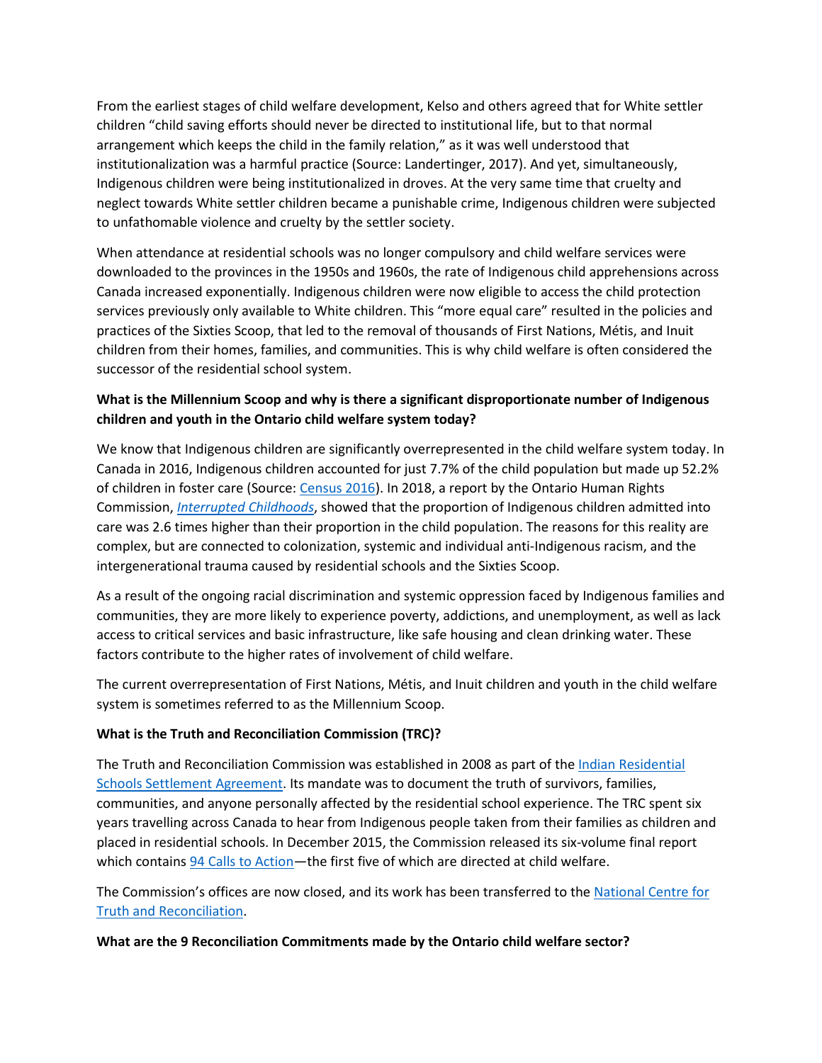From the earliest stages of child welfare development, Kelso and others agreed that for White settler children "child saving efforts should never be directed to institutional life, but to that normal arrangement which keeps the child in the family relation," as it was well understood that institutionalization was a harmful practice (Source: Landertinger, 2017). And yet, simultaneously, Indigenous children were being institutionalized in droves. At the very same time that cruelty and neglect towards White settler children became a punishable crime, Indigenous children were subjected to unfathomable violence and cruelty by the settler society.

When attendance at residential schools was no longer compulsory and child welfare services were downloaded to the provinces in the 1950s and 1960s, the rate of Indigenous child apprehensions across Canada increased exponentially. Indigenous children were now eligible to access the child protection services previously only available to White children. This "more equal care" resulted in the policies and practices of the Sixties Scoop, that led to the removal of thousands of First Nations, Métis, and Inuit children from their homes, families, and communities. This is why child welfare is often considered the successor of the residential school system.

**What is the Millennium Scoop and why is there a significant disproportionate number of Indigenous children and youth in the Ontario child welfare system today?**

We know that Indigenous children are significantly overrepresented in the child welfare system today. In Canada in 2016, Indigenous children accounted for just 7.7% of the child population but made up 52.2% of children in foster care (Source: Census 2016). In 2018, a report by the Ontario Human Rights Commission, *Interrupted Childhoods*, showed that the proportion of Indigenous children admitted into care was 2.6 times higher than their proportion in the child population. The reasons for this reality are complex, but are connected to colonization, systemic and individual anti-Indigenous racism, and the intergenerational trauma caused by residential schools and the Sixties Scoop.

As a result of the ongoing racial discrimination and systemic oppression faced by Indigenous families and communities, they are more likely to experience poverty, addictions, and unemployment, as well as lack access to critical services and basic infrastructure, like safe housing and clean drinking water. These factors contribute to the higher rates of involvement of child welfare.

The current overrepresentation of First Nations, Métis, and Inuit children and youth in the child welfare system is sometimes referred to as the Millennium Scoop.

**What is the Truth and Reconciliation Commission (TRC)?**

The Truth and Reconciliation Commission was established in 2008 as part of the Indian Residential Schools Settlement Agreement. Its mandate was to document the truth of survivors, families, communities, and anyone personally affected by the residential school experience. The TRC spent six years travelling across Canada to hear from Indigenous people taken from their families as children and placed in residential schools. In December 2015, the Commission released its six-volume final report which contains 94 Calls to Action—the first five of which are directed at child welfare.

The Commission's offices are now closed, and its work has been transferred to the National Centre for Truth and Reconciliation.

**What are the 9 Reconciliation Commitments made by the Ontario child welfare sector?**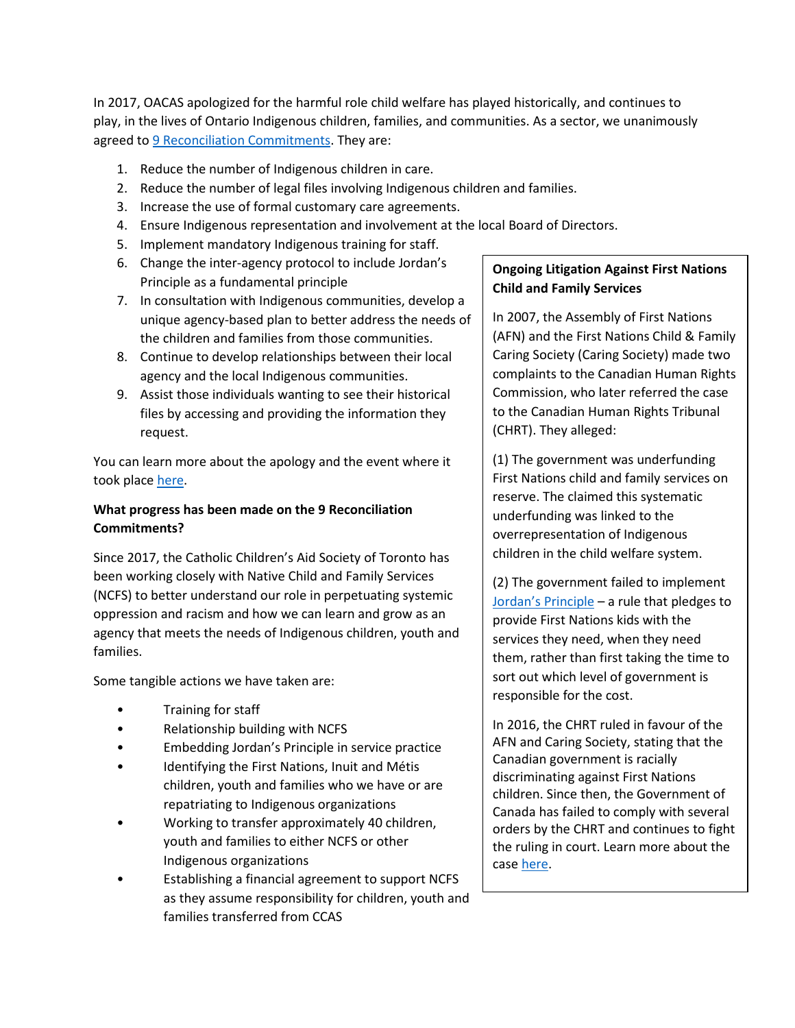In 2017, OACAS apologized for the harmful role child welfare has played historically, and continues to play, in the lives of Ontario Indigenous children, families, and communities. As a sector, we unanimously agreed to 9 Reconciliation Commitments. They are:

1. Reduce the number of Indigenous children in care.
2. Reduce the number of legal files involving Indigenous children and families.
3. Increase the use of formal customary care agreements.
4. Ensure Indigenous representation and involvement at the local Board of Directors.
5. Implement mandatory Indigenous training for staff.
6. Change the inter-agency protocol to include Jordan's Principle as a fundamental principle
7. In consultation with Indigenous communities, develop a unique agency-based plan to better address the needs of the children and families from those communities.
8. Continue to develop relationships between their local agency and the local Indigenous communities.
9. Assist those individuals wanting to see their historical files by accessing and providing the information they request.

You can learn more about the apology and the event where it took place here.

**What progress has been made on the 9 Reconciliation Commitments?**

Since 2017, the Catholic Children's Aid Society of Toronto has been working closely with Native Child and Family Services (NCFS) to better understand our role in perpetuating systemic oppression and racism and how we can learn and grow as an agency that meets the needs of Indigenous children, youth and families.

Some tangible actions we have taken are:

- Training for staff
- Relationship building with NCFS
- Embedding Jordan's Principle in service practice
- Identifying the First Nations, Inuit and Métis children, youth and families who we have or are repatriating to Indigenous organizations
- Working to transfer approximately 40 children, youth and families to either NCFS or other Indigenous organizations
- Establishing a financial agreement to support NCFS as they assume responsibility for children, youth and families transferred from CCAS

**Ongoing Litigation Against First Nations Child and Family Services**

In 2007, the Assembly of First Nations (AFN) and the First Nations Child & Family Caring Society (Caring Society) made two complaints to the Canadian Human Rights Commission, who later referred the case to the Canadian Human Rights Tribunal (CHRT). They alleged:

(1) The government was underfunding First Nations child and family services on reserve. The claimed this systematic underfunding was linked to the overrepresentation of Indigenous children in the child welfare system.

(2) The government failed to implement Jordan's Principle – a rule that pledges to provide First Nations kids with the services they need, when they need them, rather than first taking the time to sort out which level of government is responsible for the cost.

In 2016, the CHRT ruled in favour of the AFN and Caring Society, stating that the Canadian government is racially discriminating against First Nations children. Since then, the Government of Canada has failed to comply with several orders by the CHRT and continues to fight the ruling in court. Learn more about the case here.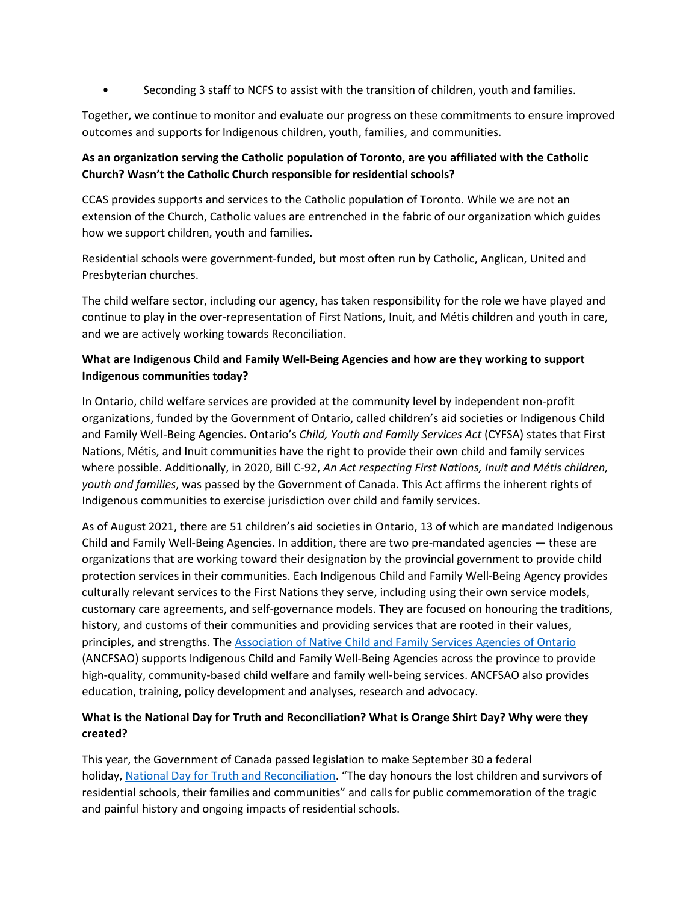- Seconding 3 staff to NCFS to assist with the transition of children, youth and families.

Together, we continue to monitor and evaluate our progress on these commitments to ensure improved outcomes and supports for Indigenous children, youth, families, and communities.

**As an organization serving the Catholic population of Toronto, are you affiliated with the Catholic Church? Wasn't the Catholic Church responsible for residential schools?**

CCAS provides supports and services to the Catholic population of Toronto. While we are not an extension of the Church, Catholic values are entrenched in the fabric of our organization which guides how we support children, youth and families.

Residential schools were government-funded, but most often run by Catholic, Anglican, United and Presbyterian churches.

The child welfare sector, including our agency, has taken responsibility for the role we have played and continue to play in the over-representation of First Nations, Inuit, and Métis children and youth in care, and we are actively working towards Reconciliation.

**What are Indigenous Child and Family Well-Being Agencies and how are they working to support Indigenous communities today?**

In Ontario, child welfare services are provided at the community level by independent non-profit organizations, funded by the Government of Ontario, called children's aid societies or Indigenous Child and Family Well-Being Agencies. Ontario's *Child, Youth and Family Services Act* (CYFSA) states that First Nations, Métis, and Inuit communities have the right to provide their own child and family services where possible. Additionally, in 2020, Bill C-92, *An Act respecting First Nations, Inuit and Métis children, youth and families*, was passed by the Government of Canada. This Act affirms the inherent rights of Indigenous communities to exercise jurisdiction over child and family services.

As of August 2021, there are 51 children's aid societies in Ontario, 13 of which are mandated Indigenous Child and Family Well-Being Agencies. In addition, there are two pre-mandated agencies — these are organizations that are working toward their designation by the provincial government to provide child protection services in their communities. Each Indigenous Child and Family Well-Being Agency provides culturally relevant services to the First Nations they serve, including using their own service models, customary care agreements, and self-governance models. They are focused on honouring the traditions, history, and customs of their communities and providing services that are rooted in their values, principles, and strengths. The Association of Native Child and Family Services Agencies of Ontario (ANCFSAO) supports Indigenous Child and Family Well-Being Agencies across the province to provide high-quality, community-based child welfare and family well-being services. ANCFSAO also provides education, training, policy development and analyses, research and advocacy.

**What is the National Day for Truth and Reconciliation? What is Orange Shirt Day? Why were they created?**

This year, the Government of Canada passed legislation to make September 30 a federal holiday, National Day for Truth and Reconciliation. "The day honours the lost children and survivors of residential schools, their families and communities" and calls for public commemoration of the tragic and painful history and ongoing impacts of residential schools.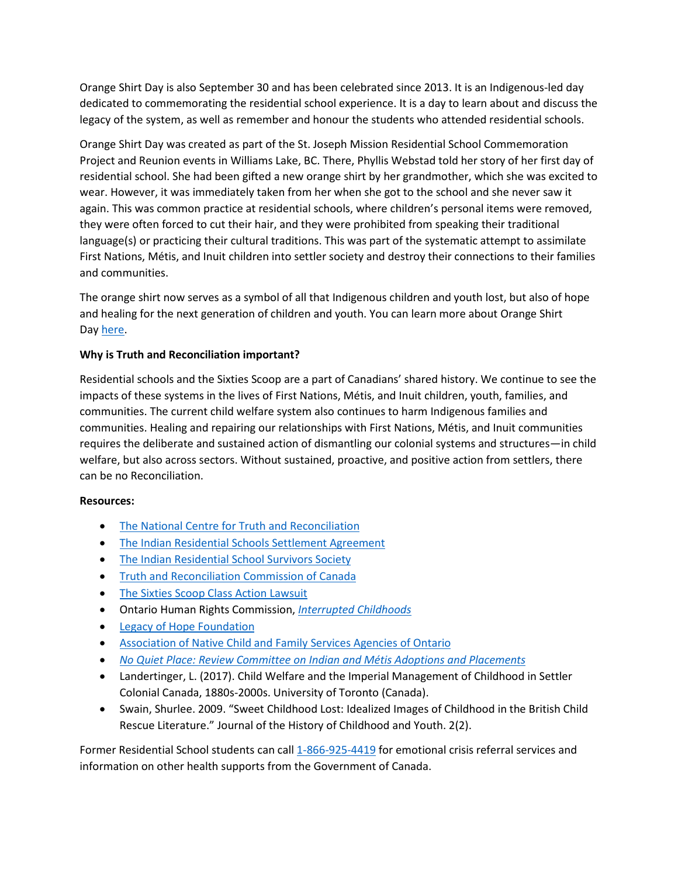Orange Shirt Day is also September 30 and has been celebrated since 2013. It is an Indigenous-led day dedicated to commemorating the residential school experience. It is a day to learn about and discuss the legacy of the system, as well as remember and honour the students who attended residential schools.

Orange Shirt Day was created as part of the St. Joseph Mission Residential School Commemoration Project and Reunion events in Williams Lake, BC. There, Phyllis Webstad told her story of her first day of residential school. She had been gifted a new orange shirt by her grandmother, which she was excited to wear. However, it was immediately taken from her when she got to the school and she never saw it again. This was common practice at residential schools, where children's personal items were removed, they were often forced to cut their hair, and they were prohibited from speaking their traditional language(s) or practicing their cultural traditions. This was part of the systematic attempt to assimilate First Nations, Métis, and Inuit children into settler society and destroy their connections to their families and communities.

The orange shirt now serves as a symbol of all that Indigenous children and youth lost, but also of hope and healing for the next generation of children and youth. You can learn more about Orange Shirt Day here.

**Why is Truth and Reconciliation important?**

Residential schools and the Sixties Scoop are a part of Canadians' shared history. We continue to see the impacts of these systems in the lives of First Nations, Métis, and Inuit children, youth, families, and communities. The current child welfare system also continues to harm Indigenous families and communities. Healing and repairing our relationships with First Nations, Métis, and Inuit communities requires the deliberate and sustained action of dismantling our colonial systems and structures—in child welfare, but also across sectors. Without sustained, proactive, and positive action from settlers, there can be no Reconciliation.

**Resources:**

- The National Centre for Truth and Reconciliation
- The Indian Residential Schools Settlement Agreement
- The Indian Residential School Survivors Society
- Truth and Reconciliation Commission of Canada
- The Sixties Scoop Class Action Lawsuit
- Ontario Human Rights Commission, *Interrupted Childhoods*
- Legacy of Hope Foundation
- Association of Native Child and Family Services Agencies of Ontario
- *No Quiet Place: Review Committee on Indian and Métis Adoptions and Placements*
- Landertinger, L. (2017). Child Welfare and the Imperial Management of Childhood in Settler Colonial Canada, 1880s-2000s. University of Toronto (Canada).
- Swain, Shurlee. 2009. "Sweet Childhood Lost: Idealized Images of Childhood in the British Child Rescue Literature." Journal of the History of Childhood and Youth. 2(2).

Former Residential School students can call 1-866-925-4419 for emotional crisis referral services and information on other health supports from the Government of Canada.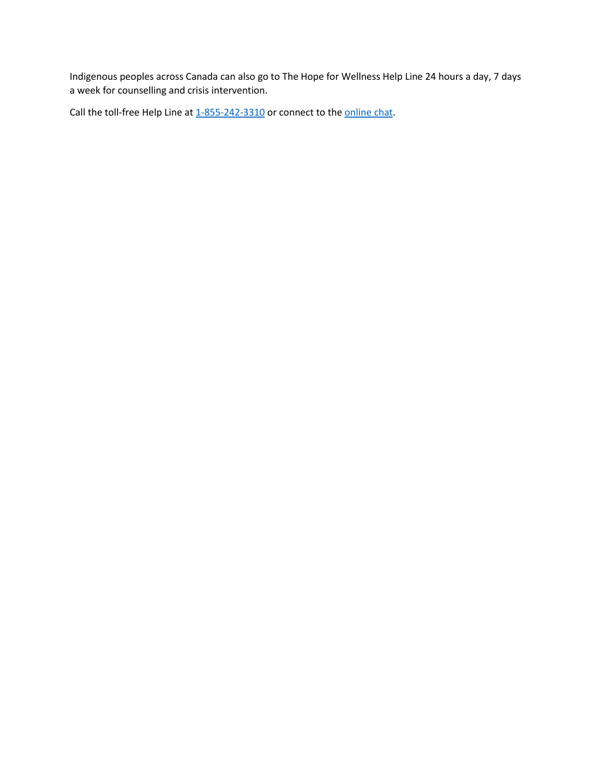Indigenous peoples across Canada can also go to The Hope for Wellness Help Line 24 hours a day, 7 days a week for counselling and crisis intervention.

Call the toll-free Help Line at 1-855-242-3310 or connect to the online chat.